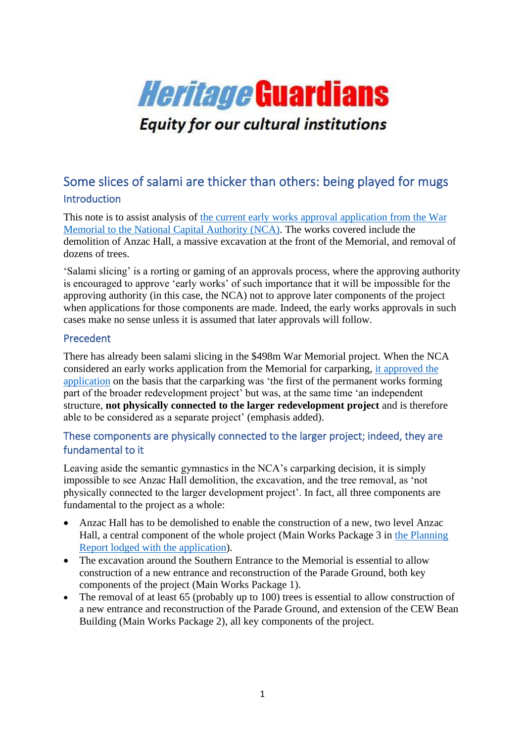# Heritage Guardians

*Equity for our cultural institutions*

## Some slices of salami are thicker than others: being played for mugs

### Introduction

This note is to assist analysis of the current early works approval application from the War Memorial to the National Capital Authority (NCA). The works covered include the demolition of Anzac Hall, a massive excavation at the front of the Memorial, and removal of dozens of trees.

'Salami slicing' is a rorting or gaming of an approvals process, where the approving authority is encouraged to approve 'early works' of such importance that it will be impossible for the approving authority (in this case, the NCA) not to approve later components of the project when applications for those components are made. Indeed, the early works approvals in such cases make no sense unless it is assumed that later approvals will follow.

### Precedent

There has already been salami slicing in the $498m War Memorial project. When the NCA considered an early works application from the Memorial for carparking, it approved the application on the basis that the carparking was 'the first of the permanent works forming part of the broader redevelopment project' but was, at the same time 'an independent structure, **not physically connected to the larger redevelopment project** and is therefore able to be considered as a separate project' (emphasis added).

### These components are physically connected to the larger project; indeed, they are fundamental to it

Leaving aside the semantic gymnastics in the NCA's carparking decision, it is simply impossible to see Anzac Hall demolition, the excavation, and the tree removal, as 'not physically connected to the larger development project'. In fact, all three components are fundamental to the project as a whole:

- Anzac Hall has to be demolished to enable the construction of a new, two level Anzac Hall, a central component of the whole project (Main Works Package 3 in the Planning Report lodged with the application).
- The excavation around the Southern Entrance to the Memorial is essential to allow construction of a new entrance and reconstruction of the Parade Ground, both key components of the project (Main Works Package 1).
- The removal of at least 65 (probably up to 100) trees is essential to allow construction of a new entrance and reconstruction of the Parade Ground, and extension of the CEW Bean Building (Main Works Package 2), all key components of the project.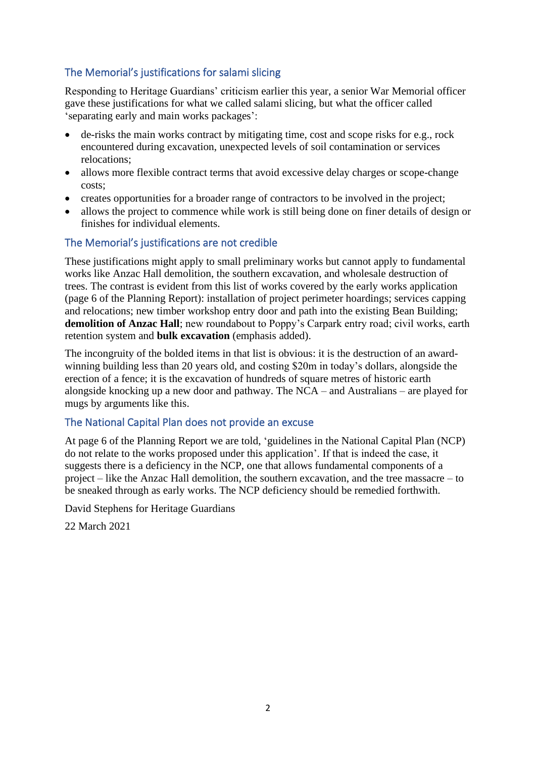## The Memorial's justifications for salami slicing

Responding to Heritage Guardians' criticism earlier this year, a senior War Memorial officer gave these justifications for what we called salami slicing, but what the officer called 'separating early and main works packages':

- de-risks the main works contract by mitigating time, cost and scope risks for e.g., rock encountered during excavation, unexpected levels of soil contamination or services relocations;
- allows more flexible contract terms that avoid excessive delay charges or scope-change costs;
- creates opportunities for a broader range of contractors to be involved in the project;
- allows the project to commence while work is still being done on finer details of design or finishes for individual elements.

## The Memorial's justifications are not credible

These justifications might apply to small preliminary works but cannot apply to fundamental works like Anzac Hall demolition, the southern excavation, and wholesale destruction of trees. The contrast is evident from this list of works covered by the early works application (page 6 of the Planning Report): installation of project perimeter hoardings; services capping and relocations; new timber workshop entry door and path into the existing Bean Building; **demolition of Anzac Hall**; new roundabout to Poppy's Carpark entry road; civil works, earth retention system and **bulk excavation** (emphasis added).

The incongruity of the bolded items in that list is obvious: it is the destruction of an award-winning building less than 20 years old, and costing $20m in today's dollars, alongside the erection of a fence; it is the excavation of hundreds of square metres of historic earth alongside knocking up a new door and pathway. The NCA – and Australians – are played for mugs by arguments like this.

## The National Capital Plan does not provide an excuse

At page 6 of the Planning Report we are told, 'guidelines in the National Capital Plan (NCP) do not relate to the works proposed under this application'. If that is indeed the case, it suggests there is a deficiency in the NCP, one that allows fundamental components of a project – like the Anzac Hall demolition, the southern excavation, and the tree massacre – to be sneaked through as early works. The NCP deficiency should be remedied forthwith.

David Stephens for Heritage Guardians

22 March 2021